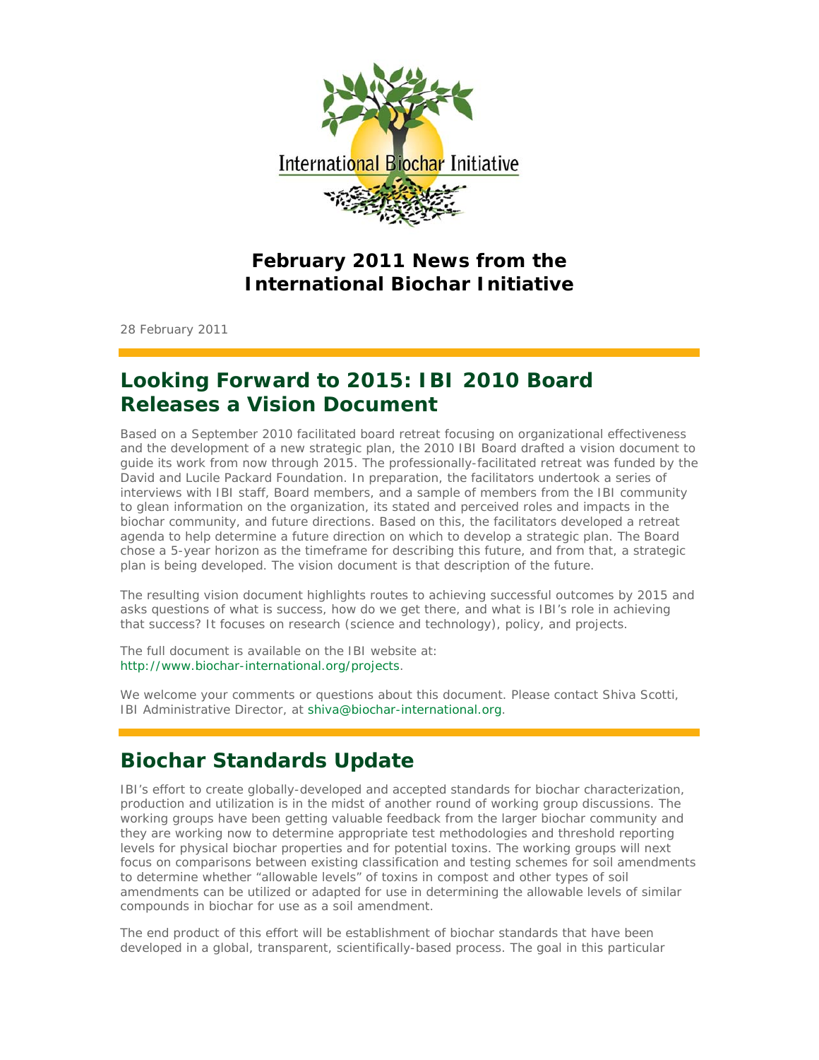# February 2011 News from the International Biochar Initiative

28 February 2011

## Looking Forward to 2015: IBI 2010 Board Releases a Vision Document

Based on a September 2010 facilitated board retreat focusing on organizational effectiveness and the development of a new strategic plan, the 2010 IBI Board drafted a vision document to guide its work from now through 2015. The professionally-facilitated retreat was funded by the David and Lucile Packard Foundation. In preparation, the facilitators undertook a series of interviews with IBI staff, Board members, and a sample of members from the IBI community to glean information on the organization, its stated and perceived roles and impacts in the biochar community, and future directions. Based on this, the facilitators developed a retreat agenda to help determine a future direction on which to develop a strategic plan. The Board chose a 5-year horizon as the timeframe for describing this future, and from that, a strategic plan is being developed. The vision document is that description of the future.

The resulting vision document highlights routes to achieving successful outcomes by 2015 and asks questions of what is success, how do we get there, and what is IBI's role in achieving that success? It focuses on research (science and technology), policy, and projects.

The full document is available on the IBI website at: http://www.biochar-international.org/projects.

We welcome your comments or questions about this document. Please contact Shiva Scotti, IBI Administrative Director, at shiva@biochar-international.org.

## Biochar Standards Update

IBI's effort to create globally-developed and accepted standards for biochar characterization, production and utilization is in the midst of another round of working group discussions. The working groups have been getting valuable feedback from the larger biochar community and they are working now to determine appropriate test methodologies and threshold reporting levels for physical biochar properties and for potential toxins. The working groups will next focus on comparisons between existing classification and testing schemes for soil amendments to determine whether "allowable levels" of toxins in compost and other types of soil amendments can be utilized or adapted for use in determining the allowable levels of similar compounds in biochar for use as a soil amendment.

The end product of this effort will be establishment of biochar standards that have been developed in a global, transparent, scientifically-based process. The goal in this particular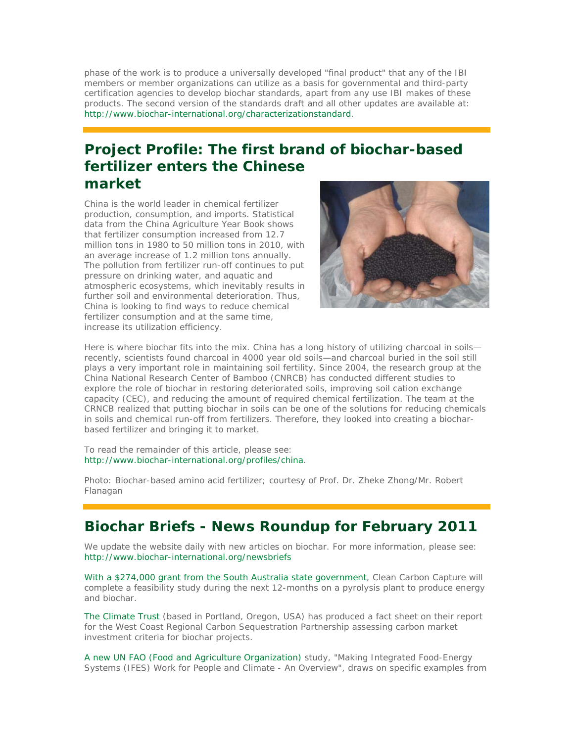phase of the work is to produce a universally developed "final product" that any of the IBI members or member organizations can utilize as a basis for governmental and third-party certification agencies to develop biochar standards, apart from any use IBI makes of these products. The second version of the standards draft and all other updates are available at: http://www.biochar-international.org/characterizationstandard.

## Project Profile: The first brand of biochar-based fertilizer enters the Chinese market

China is the world leader in chemical fertilizer production, consumption, and imports. Statistical data from the China Agriculture Year Book shows that fertilizer consumption increased from 12.7 million tons in 1980 to 50 million tons in 2010, with an average increase of 1.2 million tons annually. The pollution from fertilizer run-off continues to put pressure on drinking water, and aquatic and atmospheric ecosystems, which inevitably results in further soil and environmental deterioration. Thus, China is looking to find ways to reduce chemical fertilizer consumption and at the same time, increase its utilization efficiency.

Here is where biochar fits into the mix. China has a long history of utilizing charcoal in soils—recently, scientists found charcoal in 4000 year old soils—and charcoal buried in the soil still plays a very important role in maintaining soil fertility. Since 2004, the research group at the China National Research Center of Bamboo (CNRCB) has conducted different studies to explore the role of biochar in restoring deteriorated soils, improving soil cation exchange capacity (CEC), and reducing the amount of required chemical fertilization. The team at the CRNCB realized that putting biochar in soils can be one of the solutions for reducing chemicals in soils and chemical run-off from fertilizers. Therefore, they looked into creating a biochar-based fertilizer and bringing it to market.

To read the remainder of this article, please see: http://www.biochar-international.org/profiles/china.

Photo: Biochar-based amino acid fertilizer; courtesy of Prof. Dr. Zheke Zhong/Mr. Robert Flanagan

## Biochar Briefs - News Roundup for February 2011

We update the website daily with new articles on biochar. For more information, please see: http://www.biochar-international.org/newsbriefs

With a $274,000 grant from the South Australia state government, Clean Carbon Capture will complete a feasibility study during the next 12-months on a pyrolysis plant to produce energy and biochar.

The Climate Trust (based in Portland, Oregon, USA) has produced a fact sheet on their report for the West Coast Regional Carbon Sequestration Partnership assessing carbon market investment criteria for biochar projects.

A new UN FAO (Food and Agriculture Organization) study, "Making Integrated Food-Energy Systems (IFES) Work for People and Climate - An Overview", draws on specific examples from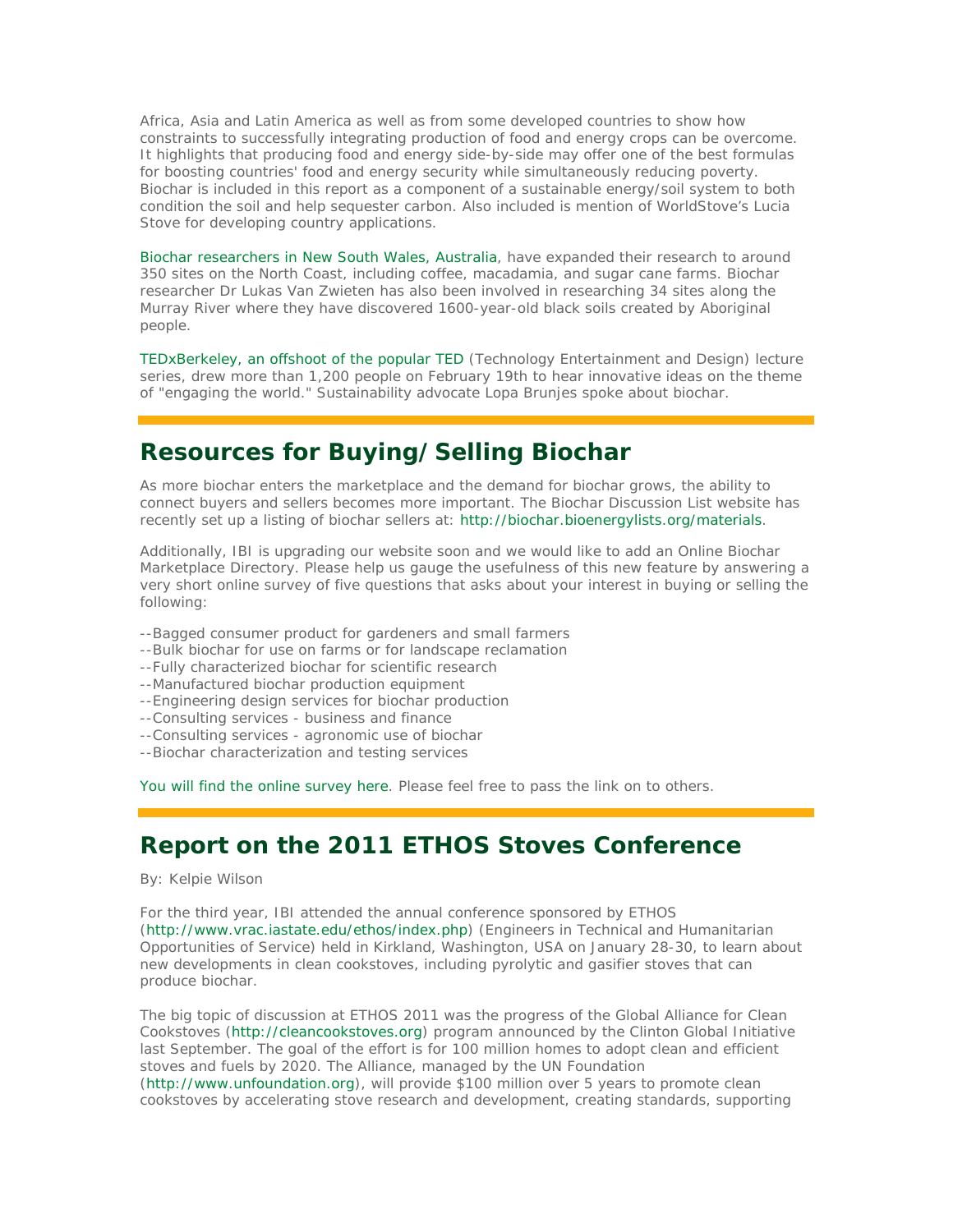Africa, Asia and Latin America as well as from some developed countries to show how constraints to successfully integrating production of food and energy crops can be overcome. It highlights that producing food and energy side-by-side may offer one of the best formulas for boosting countries' food and energy security while simultaneously reducing poverty. Biochar is included in this report as a component of a sustainable energy/soil system to both condition the soil and help sequester carbon. Also included is mention of WorldStove's Lucia Stove for developing country applications.

Biochar researchers in New South Wales, Australia, have expanded their research to around 350 sites on the North Coast, including coffee, macadamia, and sugar cane farms. Biochar researcher Dr Lukas Van Zwieten has also been involved in researching 34 sites along the Murray River where they have discovered 1600-year-old black soils created by Aboriginal people.

TEDxBerkeley, an offshoot of the popular TED (Technology Entertainment and Design) lecture series, drew more than 1,200 people on February 19th to hear innovative ideas on the theme of "engaging the world." Sustainability advocate Lopa Brunjes spoke about biochar.

## Resources for Buying/Selling Biochar

As more biochar enters the marketplace and the demand for biochar grows, the ability to connect buyers and sellers becomes more important. The Biochar Discussion List website has recently set up a listing of biochar sellers at: http://biochar.bioenergylists.org/materials.

Additionally, IBI is upgrading our website soon and we would like to add an Online Biochar Marketplace Directory. Please help us gauge the usefulness of this new feature by answering a very short online survey of five questions that asks about your interest in buying or selling the following:

--Bagged consumer product for gardeners and small farmers
--Bulk biochar for use on farms or for landscape reclamation
--Fully characterized biochar for scientific research
--Manufactured biochar production equipment
--Engineering design services for biochar production
--Consulting services - business and finance
--Consulting services - agronomic use of biochar
--Biochar characterization and testing services

You will find the online survey here. Please feel free to pass the link on to others.

## Report on the 2011 ETHOS Stoves Conference

By: Kelpie Wilson

For the third year, IBI attended the annual conference sponsored by ETHOS (http://www.vrac.iastate.edu/ethos/index.php) (Engineers in Technical and Humanitarian Opportunities of Service) held in Kirkland, Washington, USA on January 28-30, to learn about new developments in clean cookstoves, including pyrolytic and gasifier stoves that can produce biochar.

The big topic of discussion at ETHOS 2011 was the progress of the Global Alliance for Clean Cookstoves (http://cleancookstoves.org) program announced by the Clinton Global Initiative last September. The goal of the effort is for 100 million homes to adopt clean and efficient stoves and fuels by 2020. The Alliance, managed by the UN Foundation (http://www.unfoundation.org), will provide $100 million over 5 years to promote clean cookstoves by accelerating stove research and development, creating standards, supporting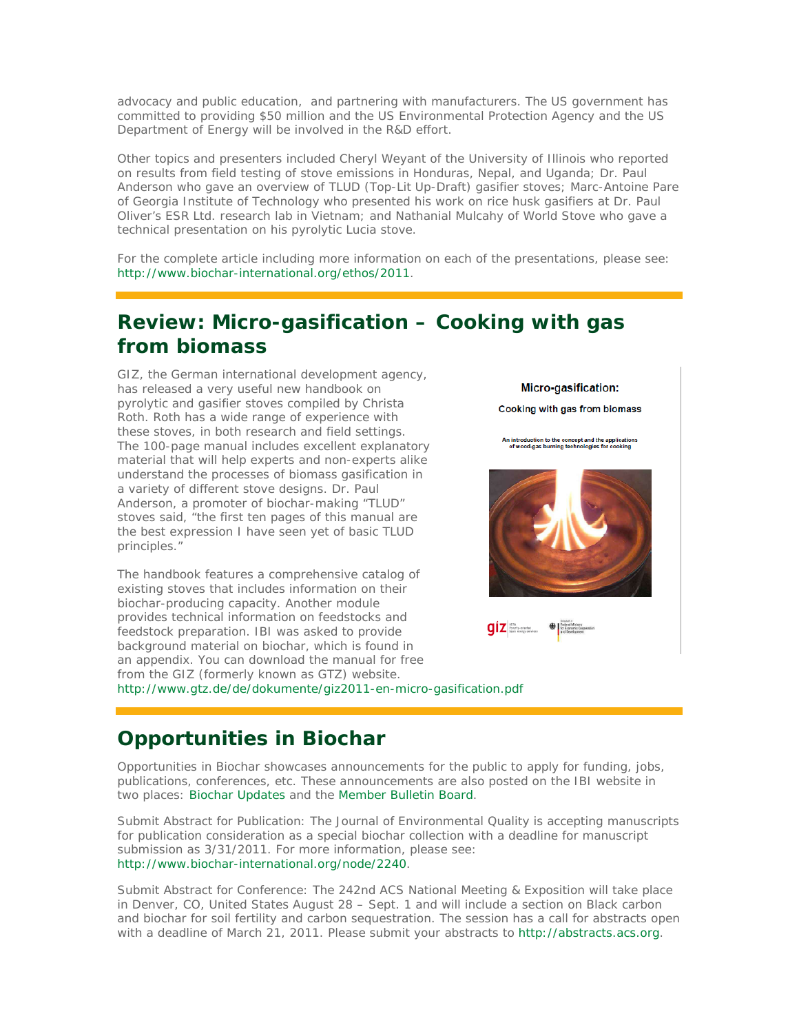advocacy and public education, and partnering with manufacturers. The US government has committed to providing $50 million and the US Environmental Protection Agency and the US Department of Energy will be involved in the R&D effort.

Other topics and presenters included Cheryl Weyant of the University of Illinois who reported on results from field testing of stove emissions in Honduras, Nepal, and Uganda; Dr. Paul Anderson who gave an overview of TLUD (Top-Lit Up-Draft) gasifier stoves; Marc-Antoine Pare of Georgia Institute of Technology who presented his work on rice husk gasifiers at Dr. Paul Oliver's ESR Ltd. research lab in Vietnam; and Nathanial Mulcahy of World Stove who gave a technical presentation on his pyrolytic Lucia stove.

For the complete article including more information on each of the presentations, please see: http://www.biochar-international.org/ethos/2011.

## Review: Micro-gasification – Cooking with gas from biomass

GIZ, the German international development agency, has released a very useful new handbook on pyrolytic and gasifier stoves compiled by Christa Roth. Roth has a wide range of experience with these stoves, in both research and field settings. The 100-page manual includes excellent explanatory material that will help experts and non-experts alike understand the processes of biomass gasification in a variety of different stove designs. Dr. Paul Anderson, a promoter of biochar-making "TLUD" stoves said, "the first ten pages of this manual are the best expression I have seen yet of basic TLUD principles."

The handbook features a comprehensive catalog of existing stoves that includes information on their biochar-producing capacity. Another module provides technical information on feedstocks and feedstock preparation. IBI was asked to provide background material on biochar, which is found in an appendix. You can download the manual for free from the GIZ (formerly known as GTZ) website. http://www.gtz.de/de/dokumente/giz2011-en-micro-gasification.pdf

## Opportunities in Biochar

Opportunities in Biochar showcases announcements for the public to apply for funding, jobs, publications, conferences, etc. These announcements are also posted on the IBI website in two places: Biochar Updates and the Member Bulletin Board.

Submit Abstract for Publication: The Journal of Environmental Quality is accepting manuscripts for publication consideration as a special biochar collection with a deadline for manuscript submission as 3/31/2011. For more information, please see: http://www.biochar-international.org/node/2240.

Submit Abstract for Conference: The 242nd ACS National Meeting & Exposition will take place in Denver, CO, United States August 28 – Sept. 1 and will include a section on Black carbon and biochar for soil fertility and carbon sequestration. The session has a call for abstracts open with a deadline of March 21, 2011. Please submit your abstracts to http://abstracts.acs.org.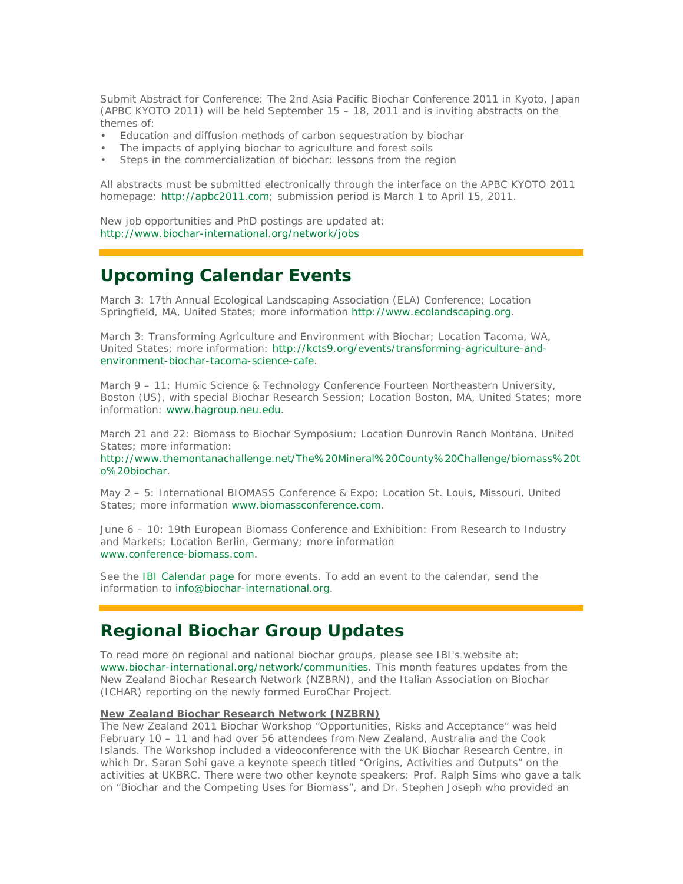Submit Abstract for Conference: The 2nd Asia Pacific Biochar Conference 2011 in Kyoto, Japan (APBC KYOTO 2011) will be held September 15 – 18, 2011 and is inviting abstracts on the themes of:

- Education and diffusion methods of carbon sequestration by biochar
- The impacts of applying biochar to agriculture and forest soils
- Steps in the commercialization of biochar: lessons from the region

All abstracts must be submitted electronically through the interface on the APBC KYOTO 2011 homepage: http://apbc2011.com; submission period is March 1 to April 15, 2011.

New job opportunities and PhD postings are updated at: http://www.biochar-international.org/network/jobs

## Upcoming Calendar Events

March 3: 17th Annual Ecological Landscaping Association (ELA) Conference; Location Springfield, MA, United States; more information http://www.ecolandscaping.org.

March 3: Transforming Agriculture and Environment with Biochar; Location Tacoma, WA, United States; more information: http://kcts9.org/events/transforming-agriculture-and-environment-biochar-tacoma-science-cafe.

March 9 – 11: Humic Science & Technology Conference Fourteen Northeastern University, Boston (US), with special Biochar Research Session; Location Boston, MA, United States; more information: www.hagroup.neu.edu.

March 21 and 22: Biomass to Biochar Symposium; Location Dunrovin Ranch Montana, United States; more information: http://www.themontanachallenge.net/The%20Mineral%20County%20Challenge/biomass%20to%20biochar.

May 2 – 5: International BIOMASS Conference & Expo; Location St. Louis, Missouri, United States; more information www.biomassconference.com.

June 6 – 10: 19th European Biomass Conference and Exhibition: From Research to Industry and Markets; Location Berlin, Germany; more information www.conference-biomass.com.

See the IBI Calendar page for more events. To add an event to the calendar, send the information to info@biochar-international.org.

## Regional Biochar Group Updates

To read more on regional and national biochar groups, please see IBI's website at: www.biochar-international.org/network/communities. This month features updates from the New Zealand Biochar Research Network (NZBRN), and the Italian Association on Biochar (ICHAR) reporting on the newly formed EuroChar Project.

**New Zealand Biochar Research Network (NZBRN)**

The New Zealand 2011 Biochar Workshop "Opportunities, Risks and Acceptance" was held February 10 – 11 and had over 56 attendees from New Zealand, Australia and the Cook Islands. The Workshop included a videoconference with the UK Biochar Research Centre, in which Dr. Saran Sohi gave a keynote speech titled "Origins, Activities and Outputs" on the activities at UKBRC. There were two other keynote speakers: Prof. Ralph Sims who gave a talk on "Biochar and the Competing Uses for Biomass", and Dr. Stephen Joseph who provided an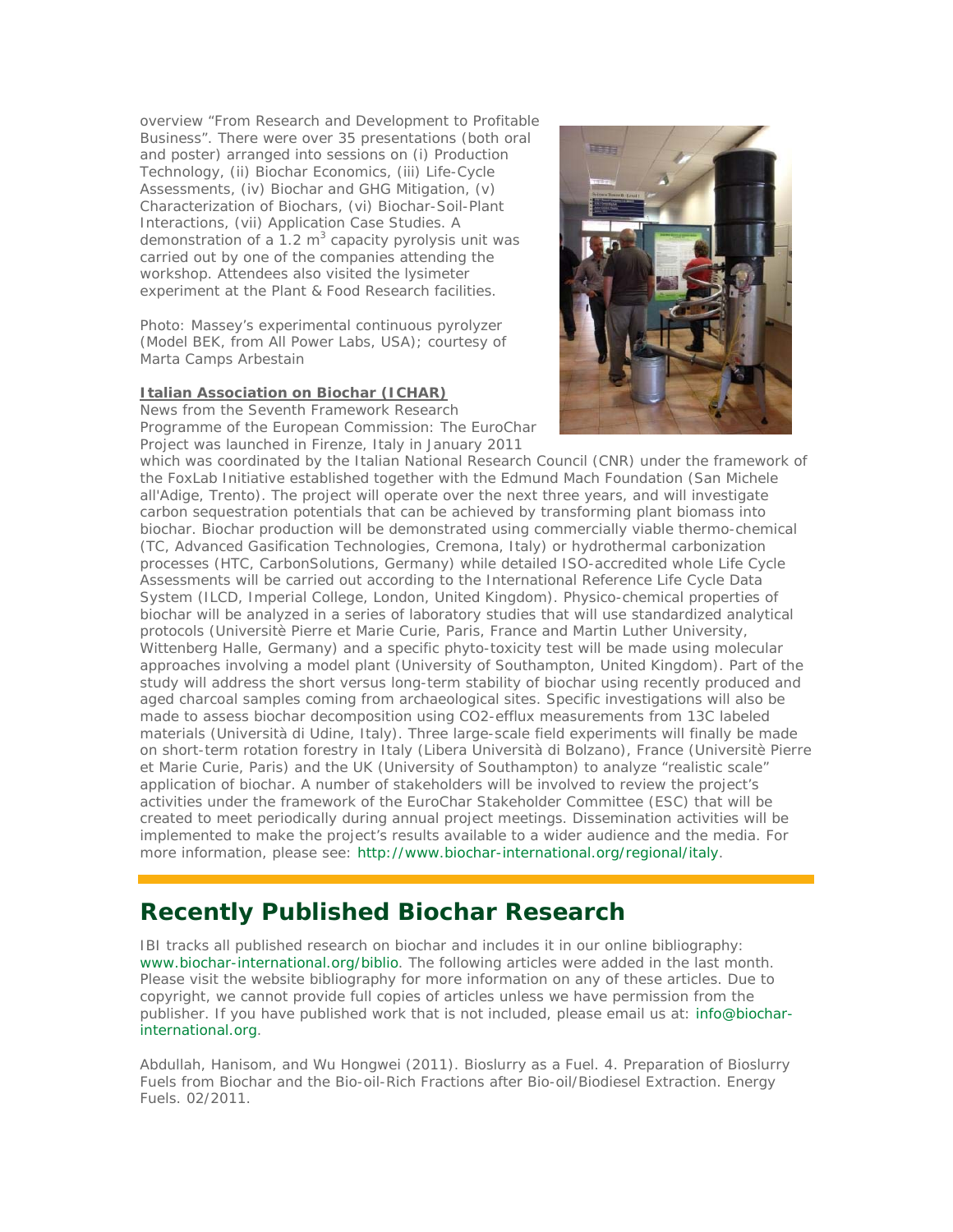overview "From Research and Development to Profitable Business". There were over 35 presentations (both oral and poster) arranged into sessions on (i) Production Technology, (ii) Biochar Economics, (iii) Life-Cycle Assessments, (iv) Biochar and GHG Mitigation, (v) Characterization of Biochars, (vi) Biochar-Soil-Plant Interactions, (vii) Application Case Studies. A demonstration of a 1.2 $m^3$ capacity pyrolysis unit was carried out by one of the companies attending the workshop. Attendees also visited the lysimeter experiment at the Plant & Food Research facilities.

Photo: Massey's experimental continuous pyrolyzer (Model BEK, from All Power Labs, USA); courtesy of Marta Camps Arbestain

**Italian Association on Biochar (ICHAR)**

News from the Seventh Framework Research Programme of the European Commission: The EuroChar Project was launched in Firenze, Italy in January 2011 which was coordinated by the Italian National Research Council (CNR) under the framework of the FoxLab Initiative established together with the Edmund Mach Foundation (San Michele all'Adige, Trento). The project will operate over the next three years, and will investigate carbon sequestration potentials that can be achieved by transforming plant biomass into biochar. Biochar production will be demonstrated using commercially viable thermo-chemical (TC, Advanced Gasification Technologies, Cremona, Italy) or hydrothermal carbonization processes (HTC, CarbonSolutions, Germany) while detailed ISO-accredited whole Life Cycle Assessments will be carried out according to the International Reference Life Cycle Data System (ILCD, Imperial College, London, United Kingdom). Physico-chemical properties of biochar will be analyzed in a series of laboratory studies that will use standardized analytical protocols (Universitè Pierre et Marie Curie, Paris, France and Martin Luther University, Wittenberg Halle, Germany) and a specific phyto-toxicity test will be made using molecular approaches involving a model plant (University of Southampton, United Kingdom). Part of the study will address the short versus long-term stability of biochar using recently produced and aged charcoal samples coming from archaeological sites. Specific investigations will also be made to assess biochar decomposition using CO2-efflux measurements from 13C labeled materials (Università di Udine, Italy). Three large-scale field experiments will finally be made on short-term rotation forestry in Italy (Libera Università di Bolzano), France (Universitè Pierre et Marie Curie, Paris) and the UK (University of Southampton) to analyze "realistic scale" application of biochar. A number of stakeholders will be involved to review the project's activities under the framework of the EuroChar Stakeholder Committee (ESC) that will be created to meet periodically during annual project meetings. Dissemination activities will be implemented to make the project's results available to a wider audience and the media. For more information, please see: http://www.biochar-international.org/regional/italy.

## Recently Published Biochar Research

IBI tracks all published research on biochar and includes it in our online bibliography: www.biochar-international.org/biblio. The following articles were added in the last month. Please visit the website bibliography for more information on any of these articles. Due to copyright, we cannot provide full copies of articles unless we have permission from the publisher. If you have published work that is not included, please email us at: info@biochar-international.org.

Abdullah, Hanisom, and Wu Hongwei (2011). Bioslurry as a Fuel. 4. Preparation of Bioslurry Fuels from Biochar and the Bio-oil-Rich Fractions after Bio-oil/Biodiesel Extraction. Energy Fuels. 02/2011.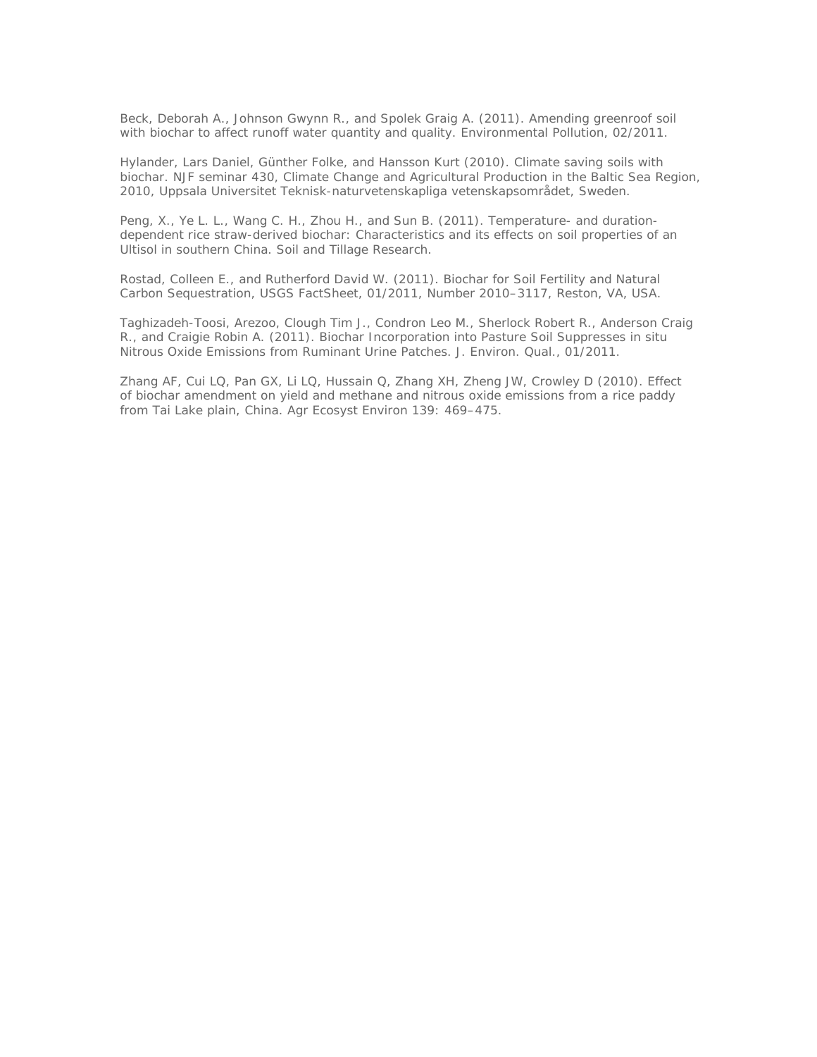Beck, Deborah A., Johnson Gwynn R., and Spolek Graig A. (2011). Amending greenroof soil with biochar to affect runoff water quantity and quality. Environmental Pollution, 02/2011.

Hylander, Lars Daniel, Günther Folke, and Hansson Kurt (2010). Climate saving soils with biochar. NJF seminar 430, Climate Change and Agricultural Production in the Baltic Sea Region, 2010, Uppsala Universitet Teknisk-naturvetenskapliga vetenskapsområdet, Sweden.

Peng, X., Ye L. L., Wang C. H., Zhou H., and Sun B. (2011). Temperature- and duration-dependent rice straw-derived biochar: Characteristics and its effects on soil properties of an Ultisol in southern China. Soil and Tillage Research.

Rostad, Colleen E., and Rutherford David W. (2011). Biochar for Soil Fertility and Natural Carbon Sequestration, USGS FactSheet, 01/2011, Number 2010–3117, Reston, VA, USA.

Taghizadeh-Toosi, Arezoo, Clough Tim J., Condron Leo M., Sherlock Robert R., Anderson Craig R., and Craigie Robin A. (2011). Biochar Incorporation into Pasture Soil Suppresses in situ Nitrous Oxide Emissions from Ruminant Urine Patches. J. Environ. Qual., 01/2011.

Zhang AF, Cui LQ, Pan GX, Li LQ, Hussain Q, Zhang XH, Zheng JW, Crowley D (2010). Effect of biochar amendment on yield and methane and nitrous oxide emissions from a rice paddy from Tai Lake plain, China. Agr Ecosyst Environ 139: 469–475.